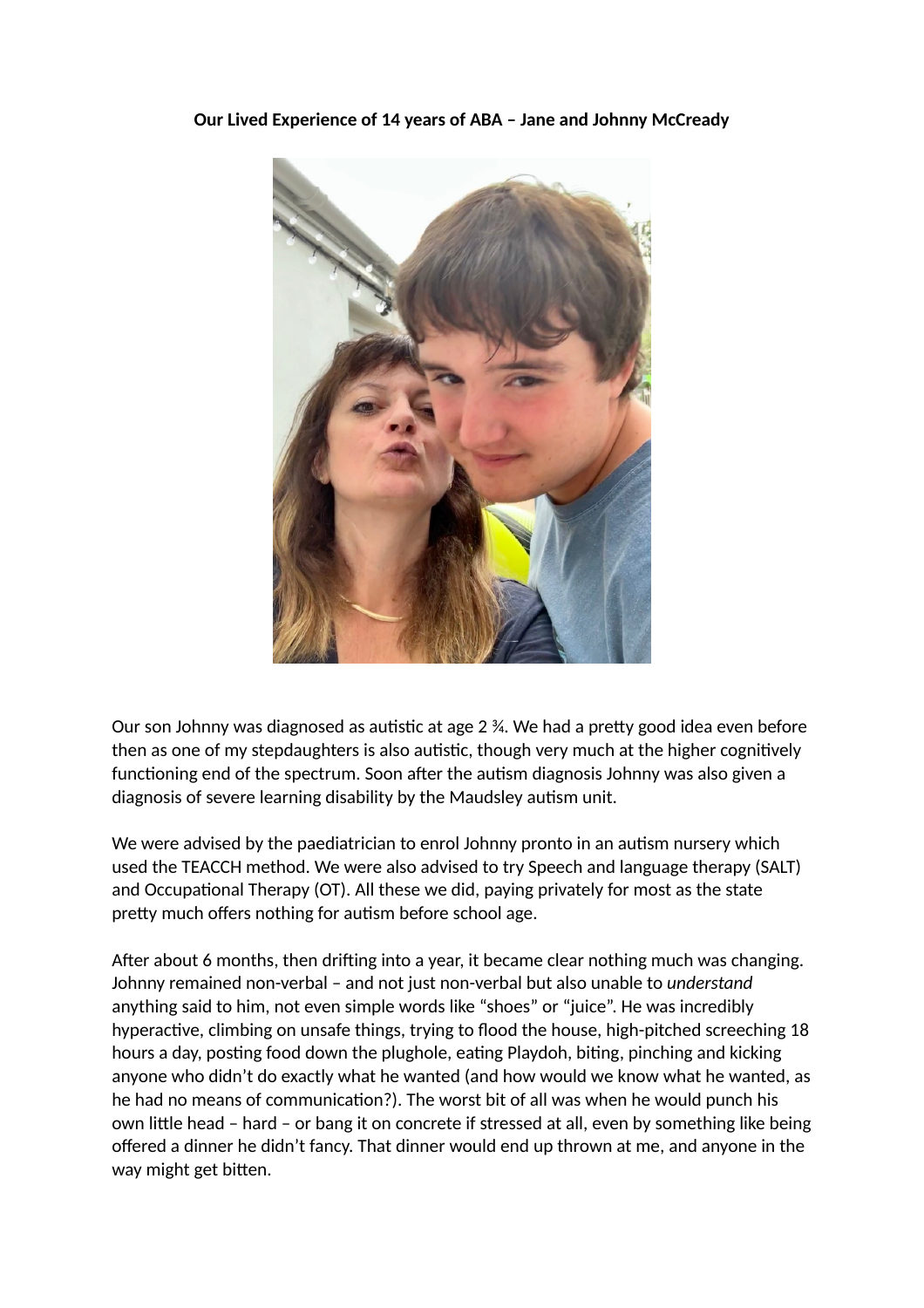**Our Lived Experience of 14 years of ABA – Jane and Johnny McCready**

Our son Johnny was diagnosed as autistic at age 2 ¾. We had a pretty good idea even before then as one of my stepdaughters is also autistic, though very much at the higher cognitively functioning end of the spectrum. Soon after the autism diagnosis Johnny was also given a diagnosis of severe learning disability by the Maudsley autism unit.

We were advised by the paediatrician to enrol Johnny pronto in an autism nursery which used the TEACCH method. We were also advised to try Speech and language therapy (SALT) and Occupational Therapy (OT). All these we did, paying privately for most as the state pretty much offers nothing for autism before school age.

After about 6 months, then drifting into a year, it became clear nothing much was changing. Johnny remained non-verbal – and not just non-verbal but also unable to *understand* anything said to him, not even simple words like "shoes" or "juice". He was incredibly hyperactive, climbing on unsafe things, trying to flood the house, high-pitched screeching 18 hours a day, posting food down the plughole, eating Playdoh, biting, pinching and kicking anyone who didn't do exactly what he wanted (and how would we know what he wanted, as he had no means of communication?). The worst bit of all was when he would punch his own little head – hard – or bang it on concrete if stressed at all, even by something like being offered a dinner he didn't fancy. That dinner would end up thrown at me, and anyone in the way might get bitten.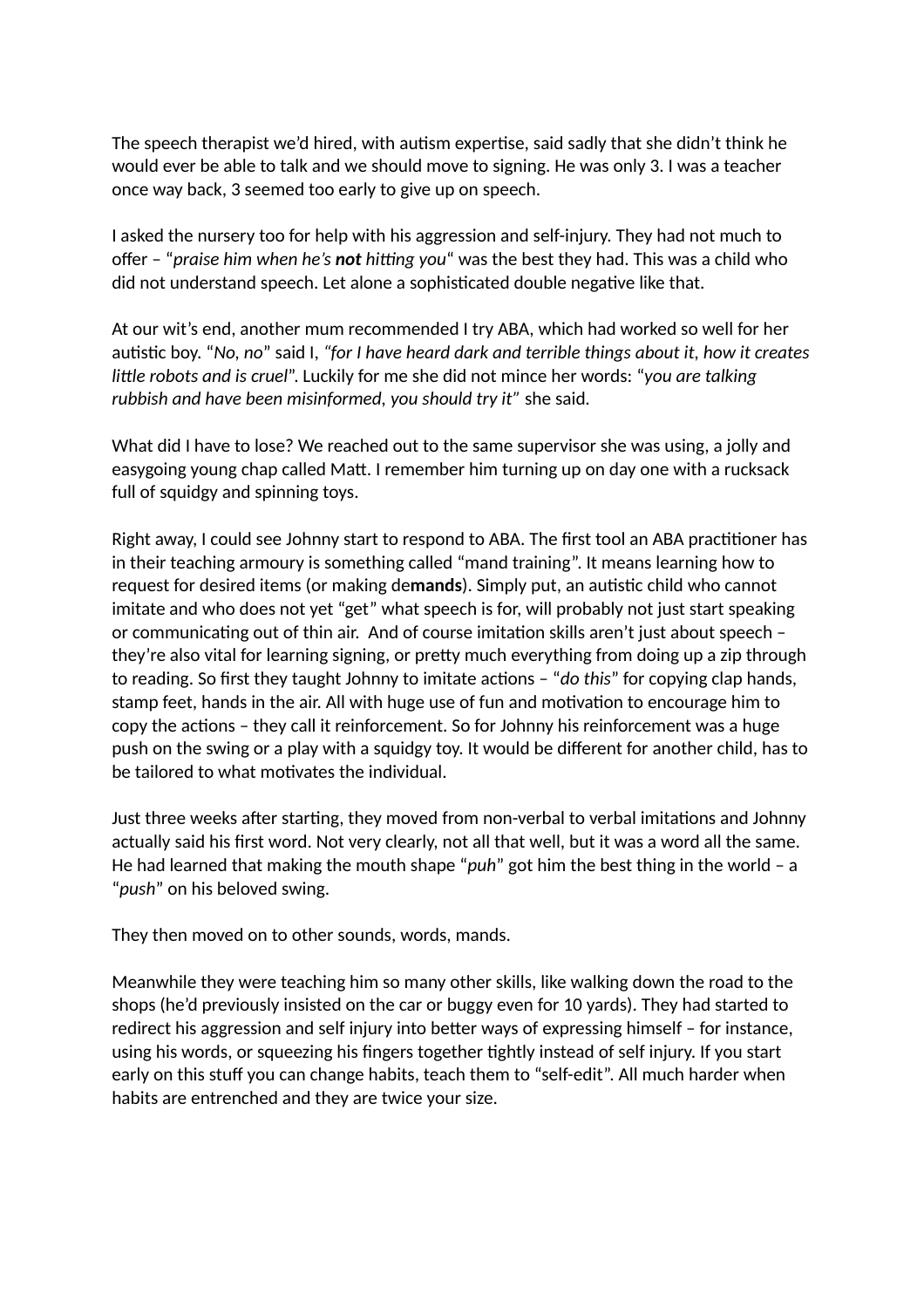The speech therapist we'd hired, with autism expertise, said sadly that she didn't think he would ever be able to talk and we should move to signing. He was only 3. I was a teacher once way back, 3 seemed too early to give up on speech.

I asked the nursery too for help with his aggression and self-injury. They had not much to offer – "*praise him when he's **not** hitting you*" was the best they had. This was a child who did not understand speech. Let alone a sophisticated double negative like that.

At our wit's end, another mum recommended I try ABA, which had worked so well for her autistic boy. "*No, no*" said I, *"for I have heard dark and terrible things about it, how it creates little robots and is cruel"*. Luckily for me she did not mince her words: "*you are talking rubbish and have been misinformed, you should try it"* she said.

What did I have to lose? We reached out to the same supervisor she was using, a jolly and easygoing young chap called Matt. I remember him turning up on day one with a rucksack full of squidgy and spinning toys.

Right away, I could see Johnny start to respond to ABA. The first tool an ABA practitioner has in their teaching armoury is something called "mand training". It means learning how to request for desired items (or making de**mands**). Simply put, an autistic child who cannot imitate and who does not yet "get" what speech is for, will probably not just start speaking or communicating out of thin air. And of course imitation skills aren't just about speech – they're also vital for learning signing, or pretty much everything from doing up a zip through to reading. So first they taught Johnny to imitate actions – "*do this*" for copying clap hands, stamp feet, hands in the air. All with huge use of fun and motivation to encourage him to copy the actions – they call it reinforcement. So for Johnny his reinforcement was a huge push on the swing or a play with a squidgy toy. It would be different for another child, has to be tailored to what motivates the individual.

Just three weeks after starting, they moved from non-verbal to verbal imitations and Johnny actually said his first word. Not very clearly, not all that well, but it was a word all the same. He had learned that making the mouth shape "*puh*" got him the best thing in the world – a "*push*" on his beloved swing.

They then moved on to other sounds, words, mands.

Meanwhile they were teaching him so many other skills, like walking down the road to the shops (he'd previously insisted on the car or buggy even for 10 yards). They had started to redirect his aggression and self injury into better ways of expressing himself – for instance, using his words, or squeezing his fingers together tightly instead of self injury. If you start early on this stuff you can change habits, teach them to "self-edit". All much harder when habits are entrenched and they are twice your size.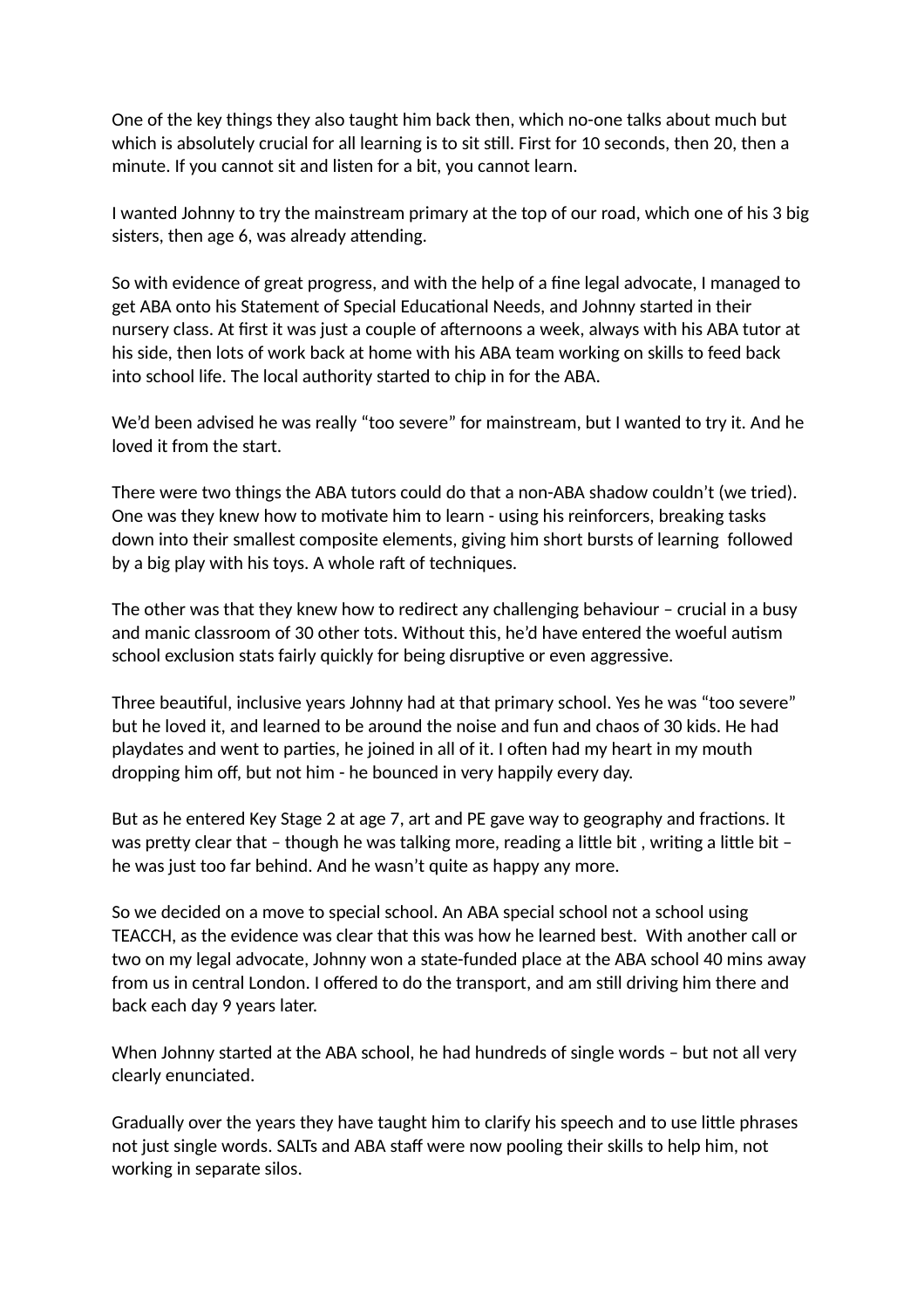One of the key things they also taught him back then, which no-one talks about much but which is absolutely crucial for all learning is to sit still. First for 10 seconds, then 20, then a minute. If you cannot sit and listen for a bit, you cannot learn.

I wanted Johnny to try the mainstream primary at the top of our road, which one of his 3 big sisters, then age 6, was already attending.

So with evidence of great progress, and with the help of a fine legal advocate, I managed to get ABA onto his Statement of Special Educational Needs, and Johnny started in their nursery class. At first it was just a couple of afternoons a week, always with his ABA tutor at his side, then lots of work back at home with his ABA team working on skills to feed back into school life. The local authority started to chip in for the ABA.

We'd been advised he was really "too severe" for mainstream, but I wanted to try it. And he loved it from the start.

There were two things the ABA tutors could do that a non-ABA shadow couldn't (we tried). One was they knew how to motivate him to learn - using his reinforcers, breaking tasks down into their smallest composite elements, giving him short bursts of learning followed by a big play with his toys. A whole raft of techniques.

The other was that they knew how to redirect any challenging behaviour – crucial in a busy and manic classroom of 30 other tots. Without this, he'd have entered the woeful autism school exclusion stats fairly quickly for being disruptive or even aggressive.

Three beautiful, inclusive years Johnny had at that primary school. Yes he was "too severe" but he loved it, and learned to be around the noise and fun and chaos of 30 kids. He had playdates and went to parties, he joined in all of it. I often had my heart in my mouth dropping him off, but not him - he bounced in very happily every day.

But as he entered Key Stage 2 at age 7, art and PE gave way to geography and fractions. It was pretty clear that – though he was talking more, reading a little bit , writing a little bit – he was just too far behind. And he wasn't quite as happy any more.

So we decided on a move to special school. An ABA special school not a school using TEACCH, as the evidence was clear that this was how he learned best. With another call or two on my legal advocate, Johnny won a state-funded place at the ABA school 40 mins away from us in central London. I offered to do the transport, and am still driving him there and back each day 9 years later.

When Johnny started at the ABA school, he had hundreds of single words – but not all very clearly enunciated.

Gradually over the years they have taught him to clarify his speech and to use little phrases not just single words. SALTs and ABA staff were now pooling their skills to help him, not working in separate silos.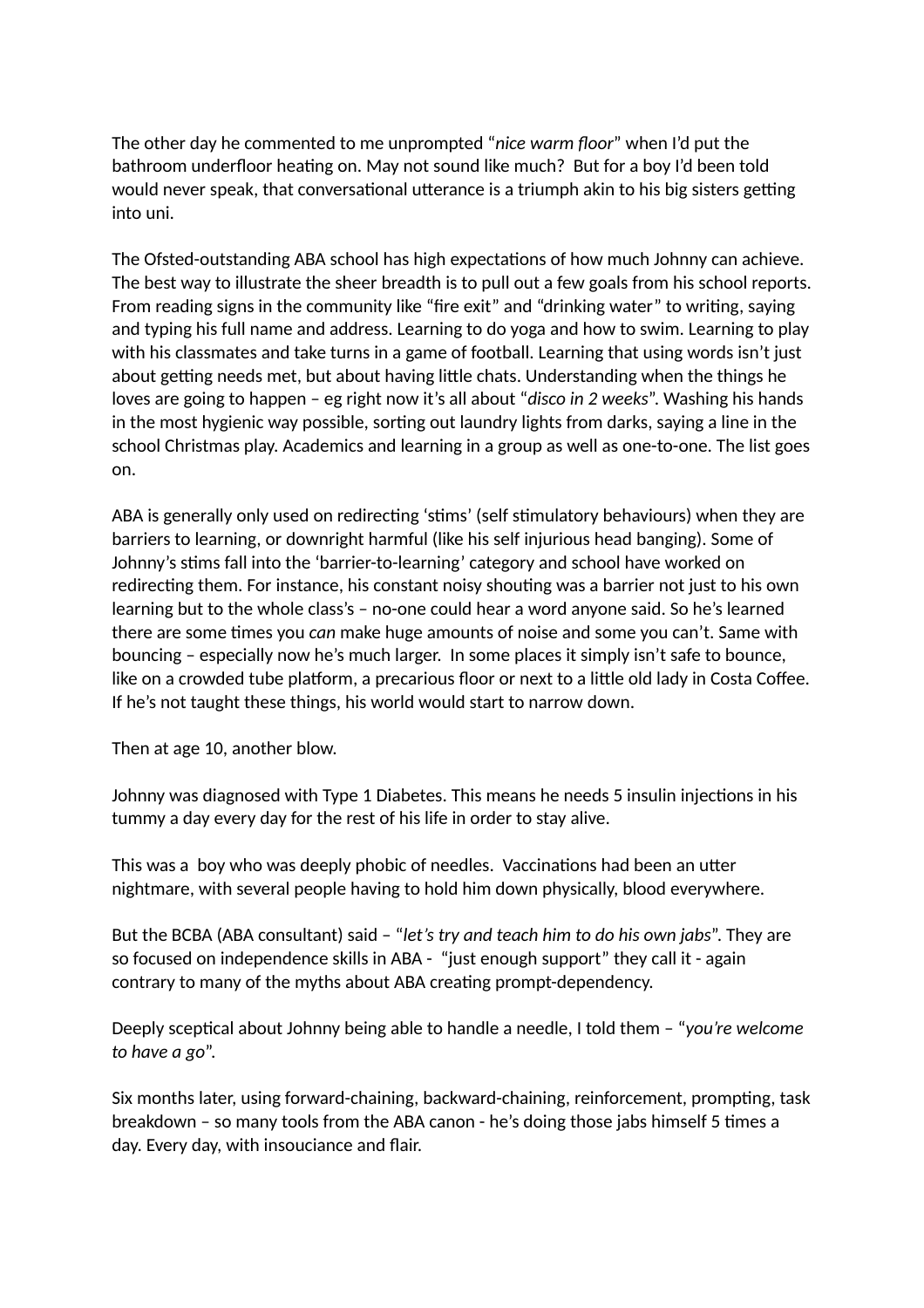The other day he commented to me unprompted "*nice warm floor*" when I'd put the bathroom underfloor heating on. May not sound like much? But for a boy I'd been told would never speak, that conversational utterance is a triumph akin to his big sisters getting into uni.

The Ofsted-outstanding ABA school has high expectations of how much Johnny can achieve. The best way to illustrate the sheer breadth is to pull out a few goals from his school reports. From reading signs in the community like "fire exit" and "drinking water" to writing, saying and typing his full name and address. Learning to do yoga and how to swim. Learning to play with his classmates and take turns in a game of football. Learning that using words isn't just about getting needs met, but about having little chats. Understanding when the things he loves are going to happen – eg right now it's all about "*disco in 2 weeks*". Washing his hands in the most hygienic way possible, sorting out laundry lights from darks, saying a line in the school Christmas play. Academics and learning in a group as well as one-to-one. The list goes on.

ABA is generally only used on redirecting 'stims' (self stimulatory behaviours) when they are barriers to learning, or downright harmful (like his self injurious head banging). Some of Johnny's stims fall into the 'barrier-to-learning' category and school have worked on redirecting them. For instance, his constant noisy shouting was a barrier not just to his own learning but to the whole class's – no-one could hear a word anyone said. So he's learned there are some times you *can* make huge amounts of noise and some you can't. Same with bouncing – especially now he's much larger. In some places it simply isn't safe to bounce, like on a crowded tube platform, a precarious floor or next to a little old lady in Costa Coffee. If he's not taught these things, his world would start to narrow down.

Then at age 10, another blow.

Johnny was diagnosed with Type 1 Diabetes. This means he needs 5 insulin injections in his tummy a day every day for the rest of his life in order to stay alive.

This was a boy who was deeply phobic of needles. Vaccinations had been an utter nightmare, with several people having to hold him down physically, blood everywhere.

But the BCBA (ABA consultant) said – "*let's try and teach him to do his own jabs*". They are so focused on independence skills in ABA - "just enough support" they call it - again contrary to many of the myths about ABA creating prompt-dependency.

Deeply sceptical about Johnny being able to handle a needle, I told them – "*you're welcome to have a go*".

Six months later, using forward-chaining, backward-chaining, reinforcement, prompting, task breakdown – so many tools from the ABA canon - he's doing those jabs himself 5 times a day. Every day, with insouciance and flair.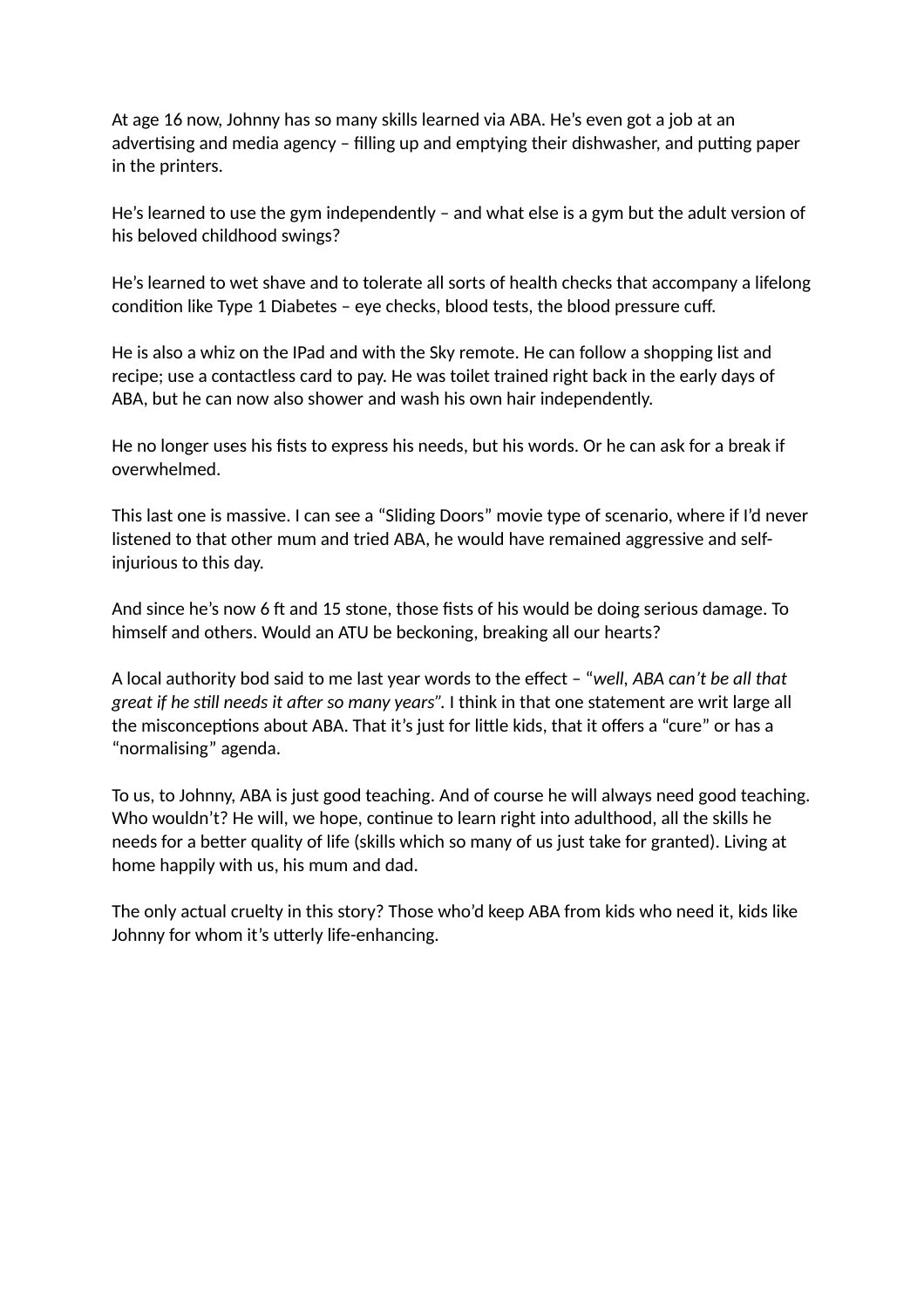At age 16 now, Johnny has so many skills learned via ABA. He's even got a job at an advertising and media agency – filling up and emptying their dishwasher, and putting paper in the printers.

He's learned to use the gym independently – and what else is a gym but the adult version of his beloved childhood swings?

He's learned to wet shave and to tolerate all sorts of health checks that accompany a lifelong condition like Type 1 Diabetes – eye checks, blood tests, the blood pressure cuff.

He is also a whiz on the IPad and with the Sky remote. He can follow a shopping list and recipe; use a contactless card to pay. He was toilet trained right back in the early days of ABA, but he can now also shower and wash his own hair independently.

He no longer uses his fists to express his needs, but his words. Or he can ask for a break if overwhelmed.

This last one is massive. I can see a "Sliding Doors" movie type of scenario, where if I'd never listened to that other mum and tried ABA, he would have remained aggressive and self-injurious to this day.

And since he's now 6 ft and 15 stone, those fists of his would be doing serious damage. To himself and others. Would an ATU be beckoning, breaking all our hearts?

A local authority bod said to me last year words to the effect – "*well, ABA can't be all that great if he still needs it after so many years*". I think in that one statement are writ large all the misconceptions about ABA. That it's just for little kids, that it offers a "cure" or has a "normalising" agenda.

To us, to Johnny, ABA is just good teaching. And of course he will always need good teaching. Who wouldn't? He will, we hope, continue to learn right into adulthood, all the skills he needs for a better quality of life (skills which so many of us just take for granted). Living at home happily with us, his mum and dad.

The only actual cruelty in this story? Those who'd keep ABA from kids who need it, kids like Johnny for whom it's utterly life-enhancing.